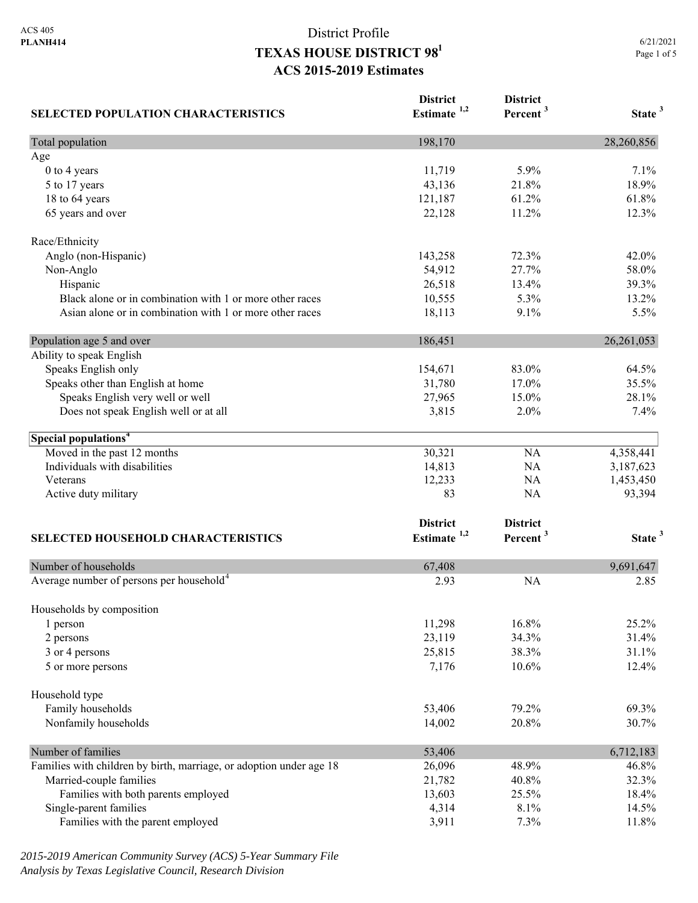ACS 405
**PLANH414**

# District Profile
## TEXAS HOUSE DISTRICT 98[1]
## ACS 2015-2019 Estimates

6/21/2021

| SELECTED POPULATION CHARACTERISTICS | District Estimate [1,2] | District Percent [3] | State [3] |
|---|---|---|---|
| Total population | 198,170 | | 28,260,856 |
| Age | | | |
| 0 to 4 years | 11,719 | 5.9% | 7.1% |
| 5 to 17 years | 43,136 | 21.8% | 18.9% |
| 18 to 64 years | 121,187 | 61.2% | 61.8% |
| 65 years and over | 22,128 | 11.2% | 12.3% |
| Race/Ethnicity | | | |
| Anglo (non-Hispanic) | 143,258 | 72.3% | 42.0% |
| Non-Anglo | 54,912 | 27.7% | 58.0% |
| Hispanic | 26,518 | 13.4% | 39.3% |
| Black alone or in combination with 1 or more other races | 10,555 | 5.3% | 13.2% |
| Asian alone or in combination with 1 or more other races | 18,113 | 9.1% | 5.5% |
| Population age 5 and over | 186,451 | | 26,261,053 |
| Ability to speak English | | | |
| Speaks English only | 154,671 | 83.0% | 64.5% |
| Speaks other than English at home | 31,780 | 17.0% | 35.5% |
| Speaks English very well or well | 27,965 | 15.0% | 28.1% |
| Does not speak English well or at all | 3,815 | 2.0% | 7.4% |
| **Special populations[4]** | | | |
| Moved in the past 12 months | 30,321 | NA | 4,358,441 |
| Individuals with disabilities | 14,813 | NA | 3,187,623 |
| Veterans | 12,233 | NA | 1,453,450 |
| Active duty military | 83 | NA | 93,394 |

| SELECTED HOUSEHOLD CHARACTERISTICS | District Estimate [1,2] | District Percent [3] | State [3] |
|---|---|---|---|
| Number of households | 67,408 | | 9,691,647 |
| Average number of persons per household[4] | 2.93 | NA | 2.85 |
| Households by composition | | | |
| 1 person | 11,298 | 16.8% | 25.2% |
| 2 persons | 23,119 | 34.3% | 31.4% |
| 3 or 4 persons | 25,815 | 38.3% | 31.1% |
| 5 or more persons | 7,176 | 10.6% | 12.4% |
| Household type | | | |
| Family households | 53,406 | 79.2% | 69.3% |
| Nonfamily households | 14,002 | 20.8% | 30.7% |
| Number of families | 53,406 | | 6,712,183 |
| Families with children by birth, marriage, or adoption under age 18 | 26,096 | 48.9% | 46.8% |
| Married-couple families | 21,782 | 40.8% | 32.3% |
| Families with both parents employed | 13,603 | 25.5% | 18.4% |
| Single-parent families | 4,314 | 8.1% | 14.5% |
| Families with the parent employed | 3,911 | 7.3% | 11.8% |

*2015-2019 American Community Survey (ACS) 5-Year Summary File*
*Analysis by Texas Legislative Council, Research Division*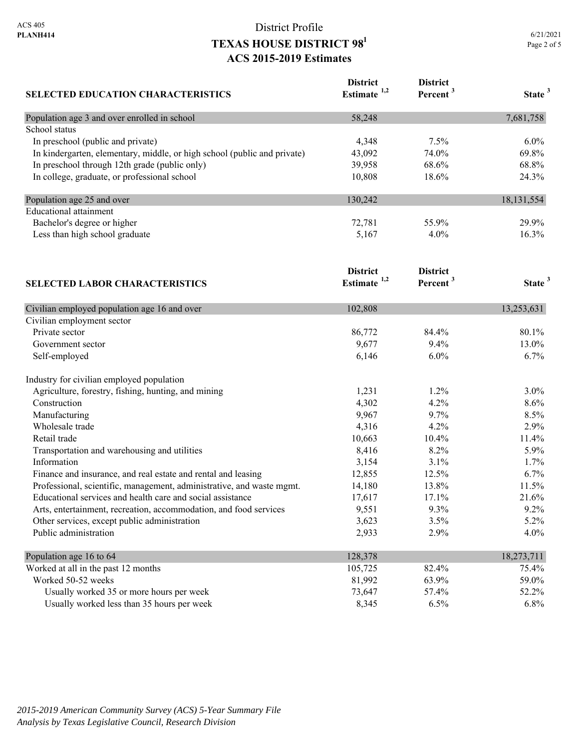# District Profile
## TEXAS HOUSE DISTRICT 98[1]
## ACS 2015-2019 Estimates

| SELECTED EDUCATION CHARACTERISTICS | District Estimate [1,2] | District Percent [3] | State [3] |
|---|---|---|---|
| Population age 3 and over enrolled in school | 58,248 | | 7,681,758 |
| School status | | | |
| In preschool (public and private) | 4,348 | 7.5% | 6.0% |
| In kindergarten, elementary, middle, or high school (public and private) | 43,092 | 74.0% | 69.8% |
| In preschool through 12th grade (public only) | 39,958 | 68.6% | 68.8% |
| In college, graduate, or professional school | 10,808 | 18.6% | 24.3% |
| Population age 25 and over | 130,242 | | 18,131,554 |
| Educational attainment | | | |
| Bachelor's degree or higher | 72,781 | 55.9% | 29.9% |
| Less than high school graduate | 5,167 | 4.0% | 16.3% |

| SELECTED LABOR CHARACTERISTICS | District Estimate [1,2] | District Percent [3] | State [3] |
|---|---|---|---|
| Civilian employed population age 16 and over | 102,808 | | 13,253,631 |
| Civilian employment sector | | | |
| Private sector | 86,772 | 84.4% | 80.1% |
| Government sector | 9,677 | 9.4% | 13.0% |
| Self-employed | 6,146 | 6.0% | 6.7% |
| Industry for civilian employed population | | | |
| Agriculture, forestry, fishing, hunting, and mining | 1,231 | 1.2% | 3.0% |
| Construction | 4,302 | 4.2% | 8.6% |
| Manufacturing | 9,967 | 9.7% | 8.5% |
| Wholesale trade | 4,316 | 4.2% | 2.9% |
| Retail trade | 10,663 | 10.4% | 11.4% |
| Transportation and warehousing and utilities | 8,416 | 8.2% | 5.9% |
| Information | 3,154 | 3.1% | 1.7% |
| Finance and insurance, and real estate and rental and leasing | 12,855 | 12.5% | 6.7% |
| Professional, scientific, management, administrative, and waste mgmt. | 14,180 | 13.8% | 11.5% |
| Educational services and health care and social assistance | 17,617 | 17.1% | 21.6% |
| Arts, entertainment, recreation, accommodation, and food services | 9,551 | 9.3% | 9.2% |
| Other services, except public administration | 3,623 | 3.5% | 5.2% |
| Public administration | 2,933 | 2.9% | 4.0% |
| Population age 16 to 64 | 128,378 | | 18,273,711 |
| Worked at all in the past 12 months | 105,725 | 82.4% | 75.4% |
| Worked 50-52 weeks | 81,992 | 63.9% | 59.0% |
| Usually worked 35 or more hours per week | 73,647 | 57.4% | 52.2% |
| Usually worked less than 35 hours per week | 8,345 | 6.5% | 6.8% |

*2015-2019 American Community Survey (ACS) 5-Year Summary File*
*Analysis by Texas Legislative Council, Research Division*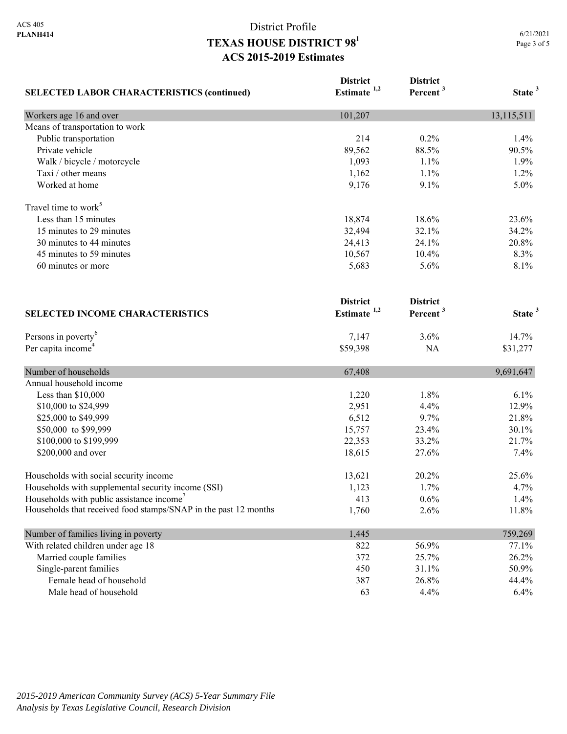# District Profile
## TEXAS HOUSE DISTRICT 98[1]
## ACS 2015-2019 Estimates

| SELECTED LABOR CHARACTERISTICS (continued) | District Estimate [1,2] | District Percent [3] | State [3] |
|---|---|---|---|
| Workers age 16 and over | 101,207 | | 13,115,511 |
| Means of transportation to work | | | |
| Public transportation | 214 | 0.2% | 1.4% |
| Private vehicle | 89,562 | 88.5% | 90.5% |
| Walk / bicycle / motorcycle | 1,093 | 1.1% | 1.9% |
| Taxi / other means | 1,162 | 1.1% | 1.2% |
| Worked at home | 9,176 | 9.1% | 5.0% |
| Travel time to work[5] | | | |
| Less than 15 minutes | 18,874 | 18.6% | 23.6% |
| 15 minutes to 29 minutes | 32,494 | 32.1% | 34.2% |
| 30 minutes to 44 minutes | 24,413 | 24.1% | 20.8% |
| 45 minutes to 59 minutes | 10,567 | 10.4% | 8.3% |
| 60 minutes or more | 5,683 | 5.6% | 8.1% |

| SELECTED INCOME CHARACTERISTICS | District Estimate [1,2] | District Percent [3] | State [3] |
|---|---|---|---|
| Persons in poverty[6] | 7,147 | 3.6% | 14.7% |
| Per capita income[4] | $59,398 | NA | $31,277 |
| Number of households | 67,408 | | 9,691,647 |
| Annual household income | | | |
| Less than $10,000 | 1,220 | 1.8% | 6.1% |
| $10,000 to $24,999 | 2,951 | 4.4% | 12.9% |
| $25,000 to $49,999 | 6,512 | 9.7% | 21.8% |
| $50,000 to $99,999 | 15,757 | 23.4% | 30.1% |
| $100,000 to $199,999 | 22,353 | 33.2% | 21.7% |
| $200,000 and over | 18,615 | 27.6% | 7.4% |
| Households with social security income | 13,621 | 20.2% | 25.6% |
| Households with supplemental security income (SSI) | 1,123 | 1.7% | 4.7% |
| Households with public assistance income[7] | 413 | 0.6% | 1.4% |
| Households that received food stamps/SNAP in the past 12 months | 1,760 | 2.6% | 11.8% |
| Number of families living in poverty | 1,445 | | 759,269 |
| With related children under age 18 | 822 | 56.9% | 77.1% |
| Married couple families | 372 | 25.7% | 26.2% |
| Single-parent families | 450 | 31.1% | 50.9% |
| Female head of household | 387 | 26.8% | 44.4% |
| Male head of household | 63 | 4.4% | 6.4% |

*2015-2019 American Community Survey (ACS) 5-Year Summary File*
*Analysis by Texas Legislative Council, Research Division*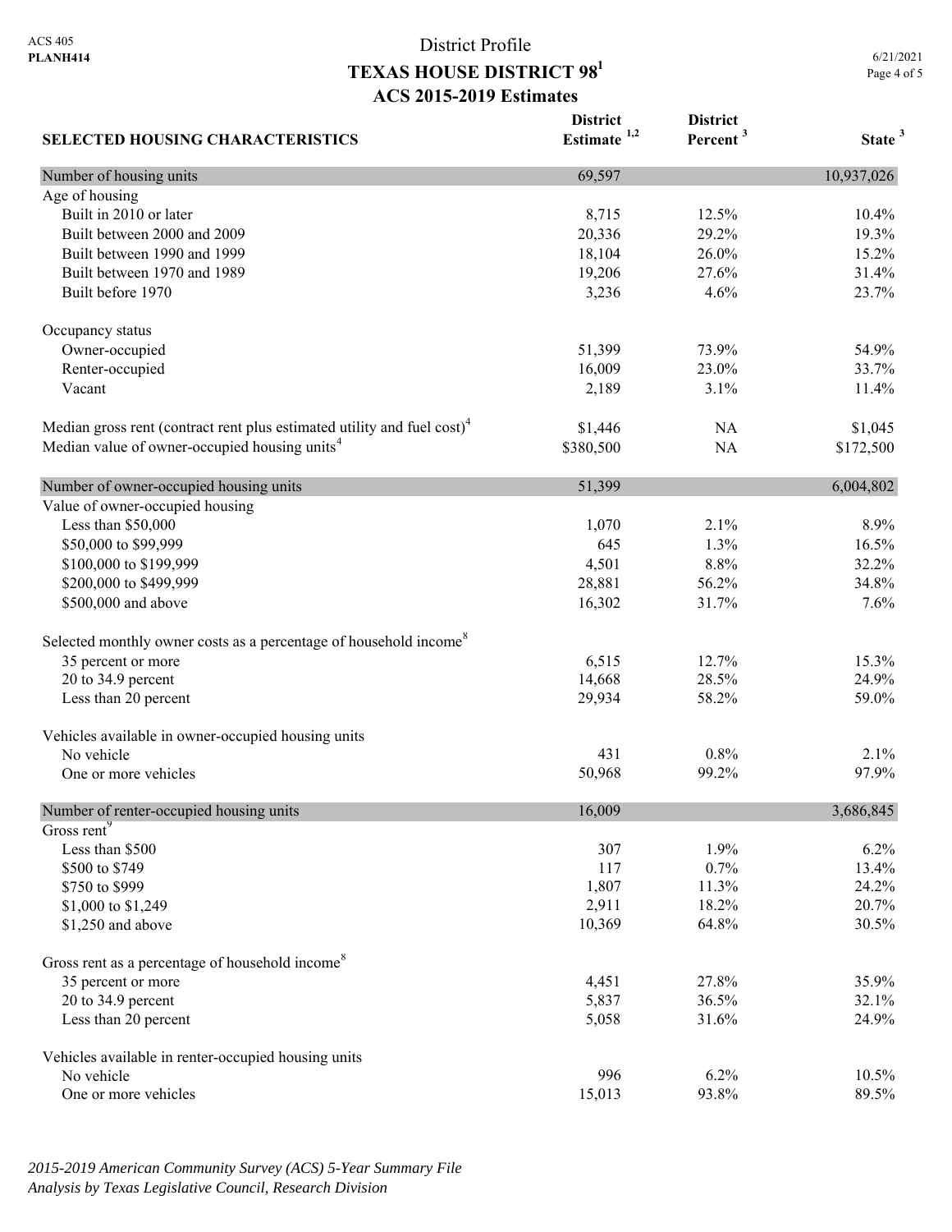ACS 405
**PLANH414**

# District Profile
## TEXAS HOUSE DISTRICT 98[1]
### ACS 2015-2019 Estimates

6/21/2021

| SELECTED HOUSING CHARACTERISTICS | District Estimate [1,2] | District Percent [3] | State [3] |
|---|---|---|---|
| **Number of housing units** | 69,597 | | 10,937,026 |
| Age of housing | | | |
| Built in 2010 or later | 8,715 | 12.5% | 10.4% |
| Built between 2000 and 2009 | 20,336 | 29.2% | 19.3% |
| Built between 1990 and 1999 | 18,104 | 26.0% | 15.2% |
| Built between 1970 and 1989 | 19,206 | 27.6% | 31.4% |
| Built before 1970 | 3,236 | 4.6% | 23.7% |
| Occupancy status | | | |
| Owner-occupied | 51,399 | 73.9% | 54.9% |
| Renter-occupied | 16,009 | 23.0% | 33.7% |
| Vacant | 2,189 | 3.1% | 11.4% |
| Median gross rent (contract rent plus estimated utility and fuel cost)[4] | $1,446 | NA | $1,045 |
| Median value of owner-occupied housing units[4] | $380,500 | NA | $172,500 |
| **Number of owner-occupied housing units** | 51,399 | | 6,004,802 |
| Value of owner-occupied housing | | | |
| Less than $50,000 | 1,070 | 2.1% | 8.9% |
| $50,000 to $99,999 | 645 | 1.3% | 16.5% |
| $100,000 to $199,999 | 4,501 | 8.8% | 32.2% |
| $200,000 to $499,999 | 28,881 | 56.2% | 34.8% |
| $500,000 and above | 16,302 | 31.7% | 7.6% |
| Selected monthly owner costs as a percentage of household income[8] | | | |
| 35 percent or more | 6,515 | 12.7% | 15.3% |
| 20 to 34.9 percent | 14,668 | 28.5% | 24.9% |
| Less than 20 percent | 29,934 | 58.2% | 59.0% |
| Vehicles available in owner-occupied housing units | | | |
| No vehicle | 431 | 0.8% | 2.1% |
| One or more vehicles | 50,968 | 99.2% | 97.9% |
| **Number of renter-occupied housing units** | 16,009 | | 3,686,845 |
| Gross rent[9] | | | |
| Less than $500 | 307 | 1.9% | 6.2% |
| $500 to $749 | 117 | 0.7% | 13.4% |
| $750 to $999 | 1,807 | 11.3% | 24.2% |
| $1,000 to $1,249 | 2,911 | 18.2% | 20.7% |
| $1,250 and above | 10,369 | 64.8% | 30.5% |
| Gross rent as a percentage of household income[8] | | | |
| 35 percent or more | 4,451 | 27.8% | 35.9% |
| 20 to 34.9 percent | 5,837 | 36.5% | 32.1% |
| Less than 20 percent | 5,058 | 31.6% | 24.9% |
| Vehicles available in renter-occupied housing units | | | |
| No vehicle | 996 | 6.2% | 10.5% |
| One or more vehicles | 15,013 | 93.8% | 89.5% |

*2015-2019 American Community Survey (ACS) 5-Year Summary File*
*Analysis by Texas Legislative Council, Research Division*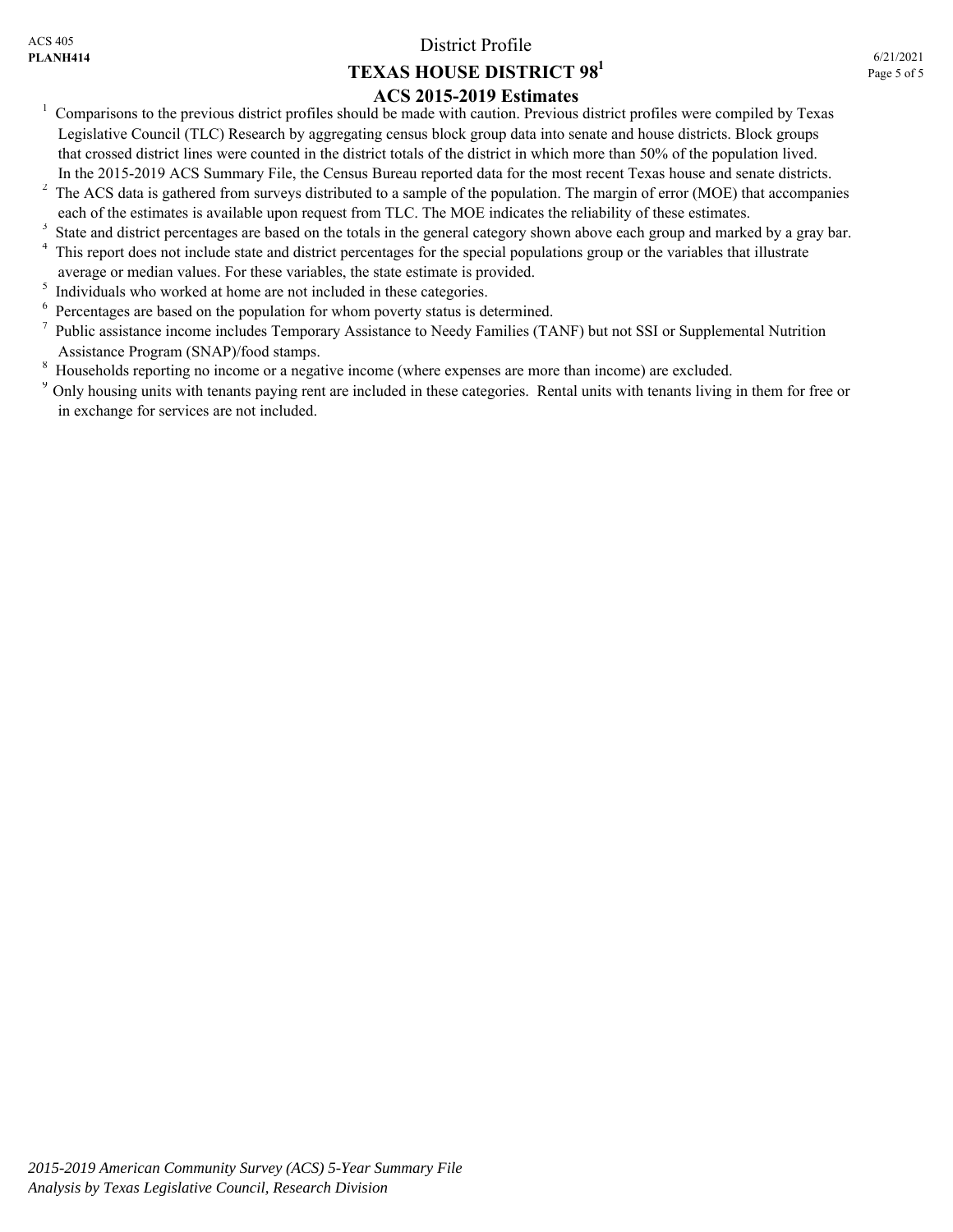# District Profile

## TEXAS HOUSE DISTRICT 98[1]

## ACS 2015-2019 Estimates

[1] Comparisons to the previous district profiles should be made with caution. Previous district profiles were compiled by Texas Legislative Council (TLC) Research by aggregating census block group data into senate and house districts. Block groups that crossed district lines were counted in the district totals of the district in which more than 50% of the population lived. In the 2015-2019 ACS Summary File, the Census Bureau reported data for the most recent Texas house and senate districts.

[2] The ACS data is gathered from surveys distributed to a sample of the population. The margin of error (MOE) that accompanies each of the estimates is available upon request from TLC. The MOE indicates the reliability of these estimates.

[3] State and district percentages are based on the totals in the general category shown above each group and marked by a gray bar.

[4] This report does not include state and district percentages for the special populations group or the variables that illustrate average or median values. For these variables, the state estimate is provided.

[5] Individuals who worked at home are not included in these categories.

[6] Percentages are based on the population for whom poverty status is determined.

[7] Public assistance income includes Temporary Assistance to Needy Families (TANF) but not SSI or Supplemental Nutrition Assistance Program (SNAP)/food stamps.

[8] Households reporting no income or a negative income (where expenses are more than income) are excluded.

[9] Only housing units with tenants paying rent are included in these categories. Rental units with tenants living in them for free or in exchange for services are not included.

*2015-2019 American Community Survey (ACS) 5-Year Summary File*
*Analysis by Texas Legislative Council, Research Division*